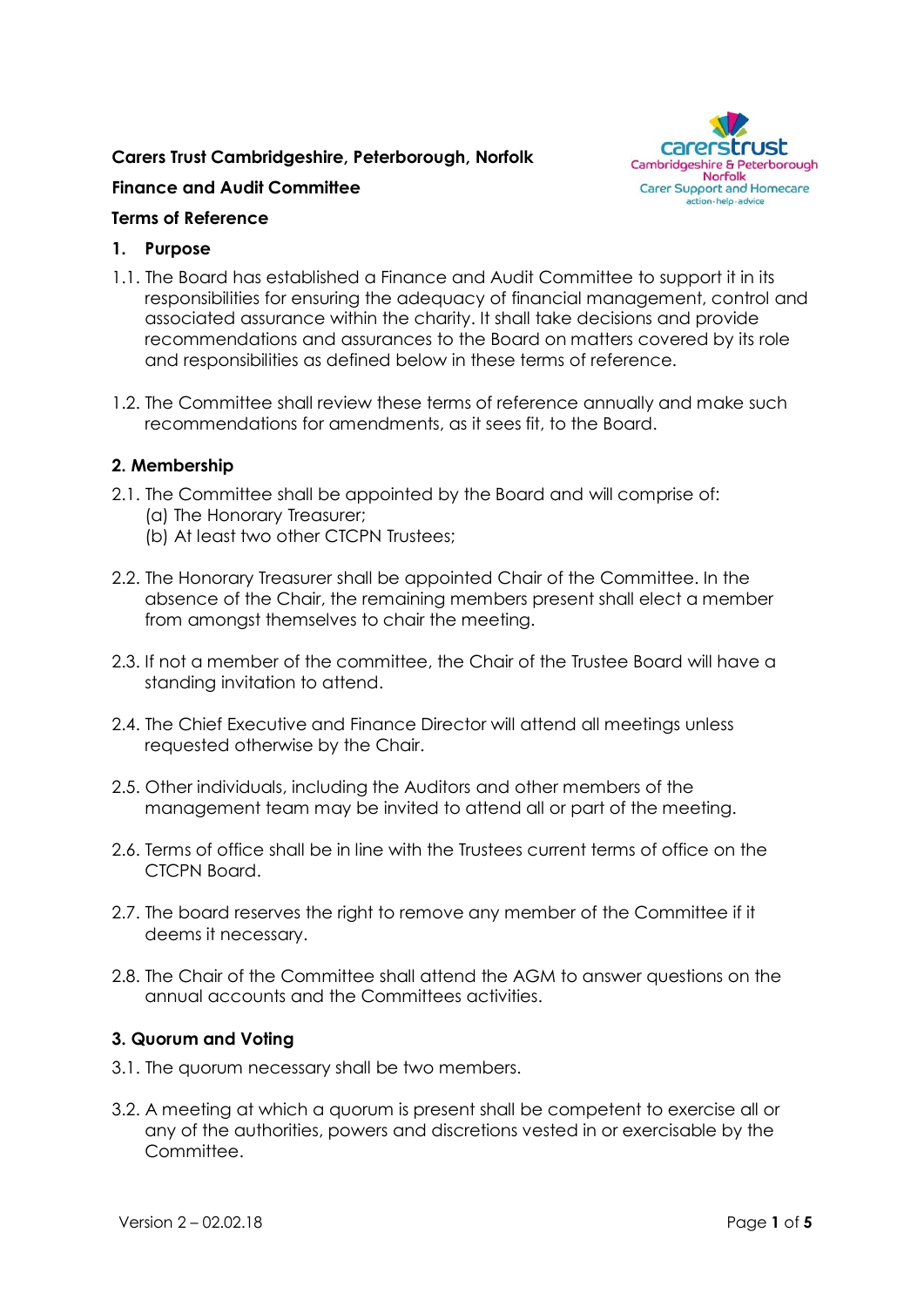**Carers Trust Cambridgeshire, Peterborough, Norfolk**

**Finance and Audit Committee**

**Terms of Reference**

## 1. Purpose

1.1. The Board has established a Finance and Audit Committee to support it in its responsibilities for ensuring the adequacy of financial management, control and associated assurance within the charity. It shall take decisions and provide recommendations and assurances to the Board on matters covered by its role and responsibilities as defined below in these terms of reference.

1.2. The Committee shall review these terms of reference annually and make such recommendations for amendments, as it sees fit, to the Board.

## 2. Membership

2.1. The Committee shall be appointed by the Board and will comprise of:
(a) The Honorary Treasurer;
(b) At least two other CTCPN Trustees;

2.2. The Honorary Treasurer shall be appointed Chair of the Committee. In the absence of the Chair, the remaining members present shall elect a member from amongst themselves to chair the meeting.

2.3. If not a member of the committee, the Chair of the Trustee Board will have a standing invitation to attend.

2.4. The Chief Executive and Finance Director will attend all meetings unless requested otherwise by the Chair.

2.5. Other individuals, including the Auditors and other members of the management team may be invited to attend all or part of the meeting.

2.6. Terms of office shall be in line with the Trustees current terms of office on the CTCPN Board.

2.7. The board reserves the right to remove any member of the Committee if it deems it necessary.

2.8. The Chair of the Committee shall attend the AGM to answer questions on the annual accounts and the Committees activities.

## 3. Quorum and Voting

3.1. The quorum necessary shall be two members.

3.2. A meeting at which a quorum is present shall be competent to exercise all or any of the authorities, powers and discretions vested in or exercisable by the Committee.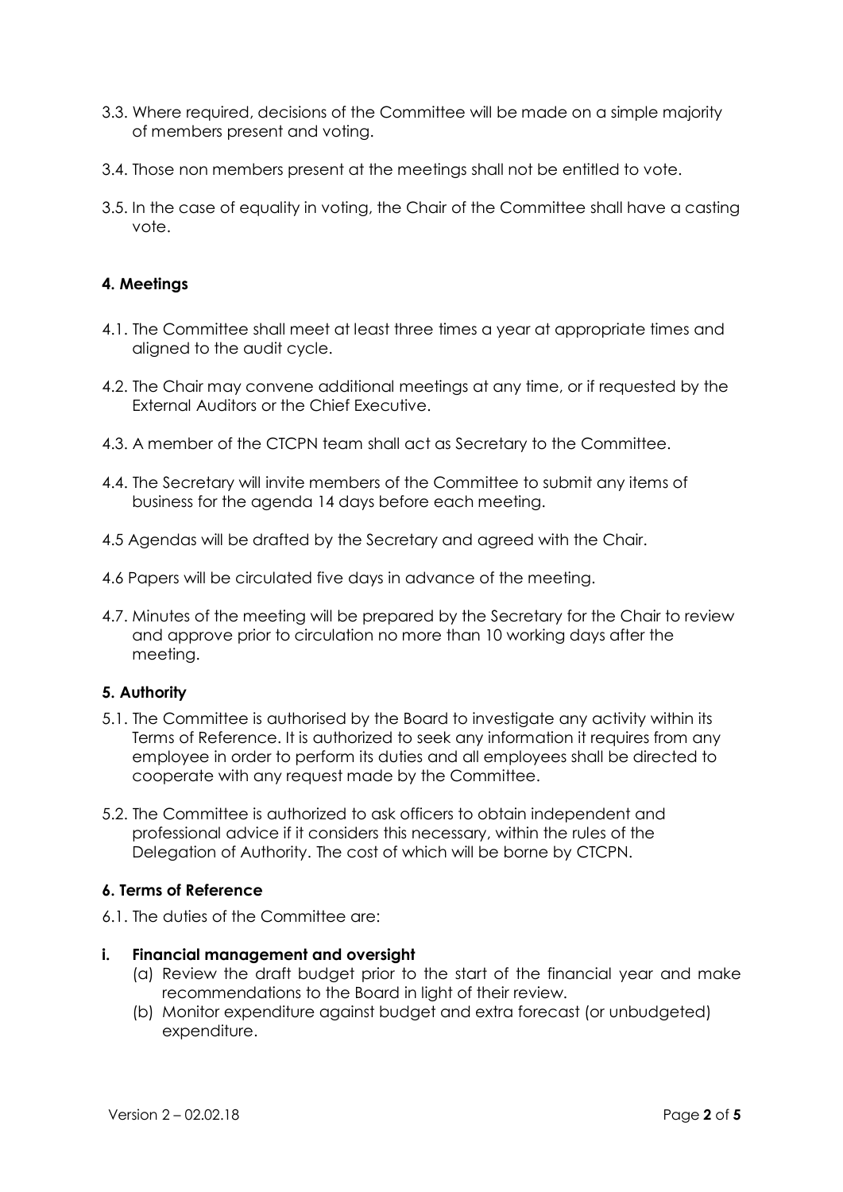3.3. Where required, decisions of the Committee will be made on a simple majority of members present and voting.

3.4. Those non members present at the meetings shall not be entitled to vote.

3.5. In the case of equality in voting, the Chair of the Committee shall have a casting vote.

## 4. Meetings

4.1. The Committee shall meet at least three times a year at appropriate times and aligned to the audit cycle.

4.2. The Chair may convene additional meetings at any time, or if requested by the External Auditors or the Chief Executive.

4.3. A member of the CTCPN team shall act as Secretary to the Committee.

4.4. The Secretary will invite members of the Committee to submit any items of business for the agenda 14 days before each meeting.

4.5 Agendas will be drafted by the Secretary and agreed with the Chair.

4.6 Papers will be circulated five days in advance of the meeting.

4.7. Minutes of the meeting will be prepared by the Secretary for the Chair to review and approve prior to circulation no more than 10 working days after the meeting.

## 5. Authority

5.1. The Committee is authorised by the Board to investigate any activity within its Terms of Reference. It is authorized to seek any information it requires from any employee in order to perform its duties and all employees shall be directed to cooperate with any request made by the Committee.

5.2. The Committee is authorized to ask officers to obtain independent and professional advice if it considers this necessary, within the rules of the Delegation of Authority. The cost of which will be borne by CTCPN.

## 6. Terms of Reference

6.1. The duties of the Committee are:

**i. Financial management and oversight**

(a) Review the draft budget prior to the start of the financial year and make recommendations to the Board in light of their review.

(b) Monitor expenditure against budget and extra forecast (or unbudgeted) expenditure.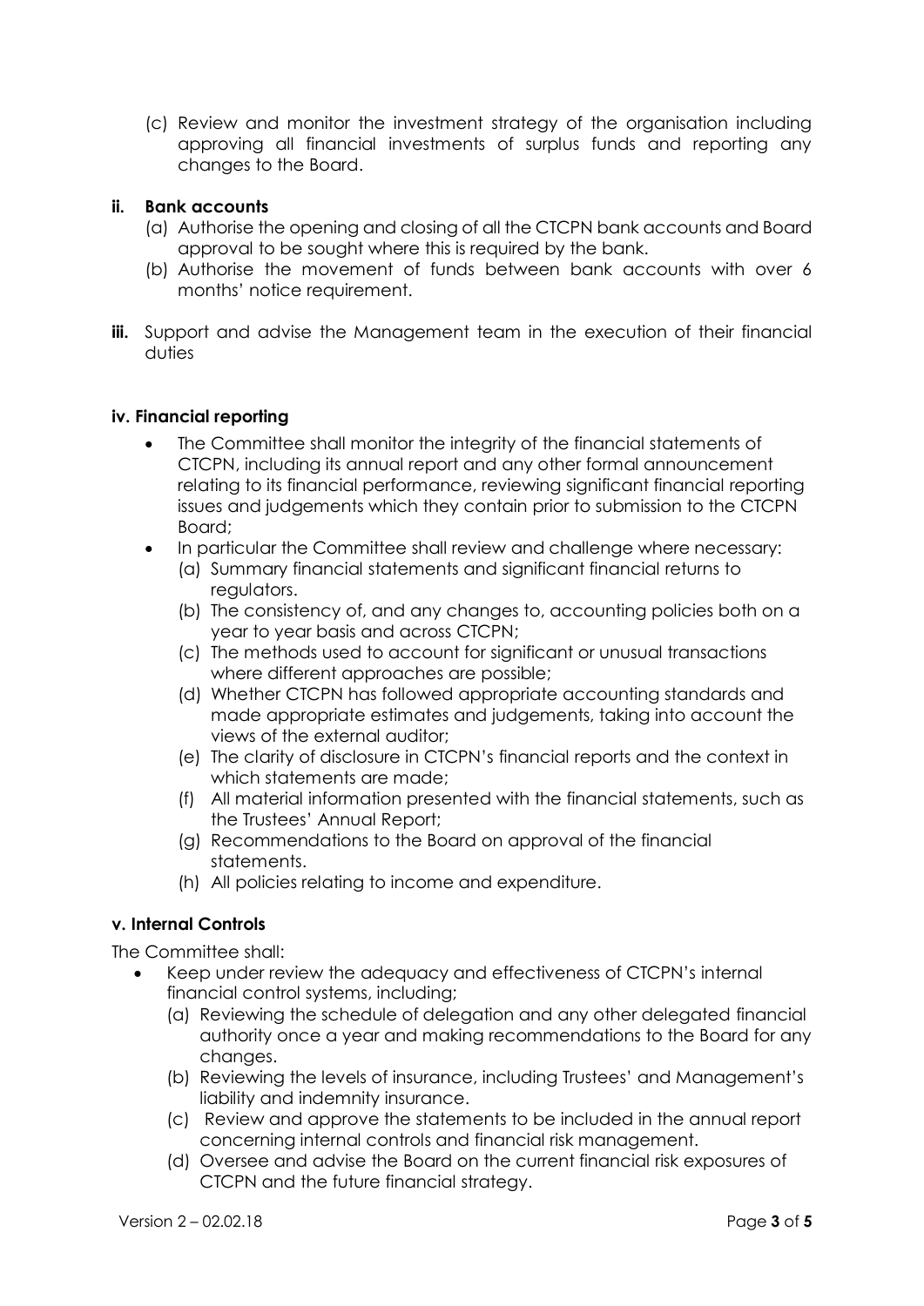(c) Review and monitor the investment strategy of the organisation including approving all financial investments of surplus funds and reporting any changes to the Board.

**ii. Bank accounts**

(a) Authorise the opening and closing of all the CTCPN bank accounts and Board approval to be sought where this is required by the bank.

(b) Authorise the movement of funds between bank accounts with over 6 months' notice requirement.

**iii.** Support and advise the Management team in the execution of their financial duties

**iv. Financial reporting**

- The Committee shall monitor the integrity of the financial statements of CTCPN, including its annual report and any other formal announcement relating to its financial performance, reviewing significant financial reporting issues and judgements which they contain prior to submission to the CTCPN Board;
- In particular the Committee shall review and challenge where necessary:
  - (a) Summary financial statements and significant financial returns to regulators.
  - (b) The consistency of, and any changes to, accounting policies both on a year to year basis and across CTCPN;
  - (c) The methods used to account for significant or unusual transactions where different approaches are possible;
  - (d) Whether CTCPN has followed appropriate accounting standards and made appropriate estimates and judgements, taking into account the views of the external auditor;
  - (e) The clarity of disclosure in CTCPN's financial reports and the context in which statements are made;
  - (f) All material information presented with the financial statements, such as the Trustees' Annual Report;
  - (g) Recommendations to the Board on approval of the financial statements.
  - (h) All policies relating to income and expenditure.

**v. Internal Controls**

The Committee shall:

- Keep under review the adequacy and effectiveness of CTCPN's internal financial control systems, including;
  - (a) Reviewing the schedule of delegation and any other delegated financial authority once a year and making recommendations to the Board for any changes.
  - (b) Reviewing the levels of insurance, including Trustees' and Management's liability and indemnity insurance.
  - (c) Review and approve the statements to be included in the annual report concerning internal controls and financial risk management.
  - (d) Oversee and advise the Board on the current financial risk exposures of CTCPN and the future financial strategy.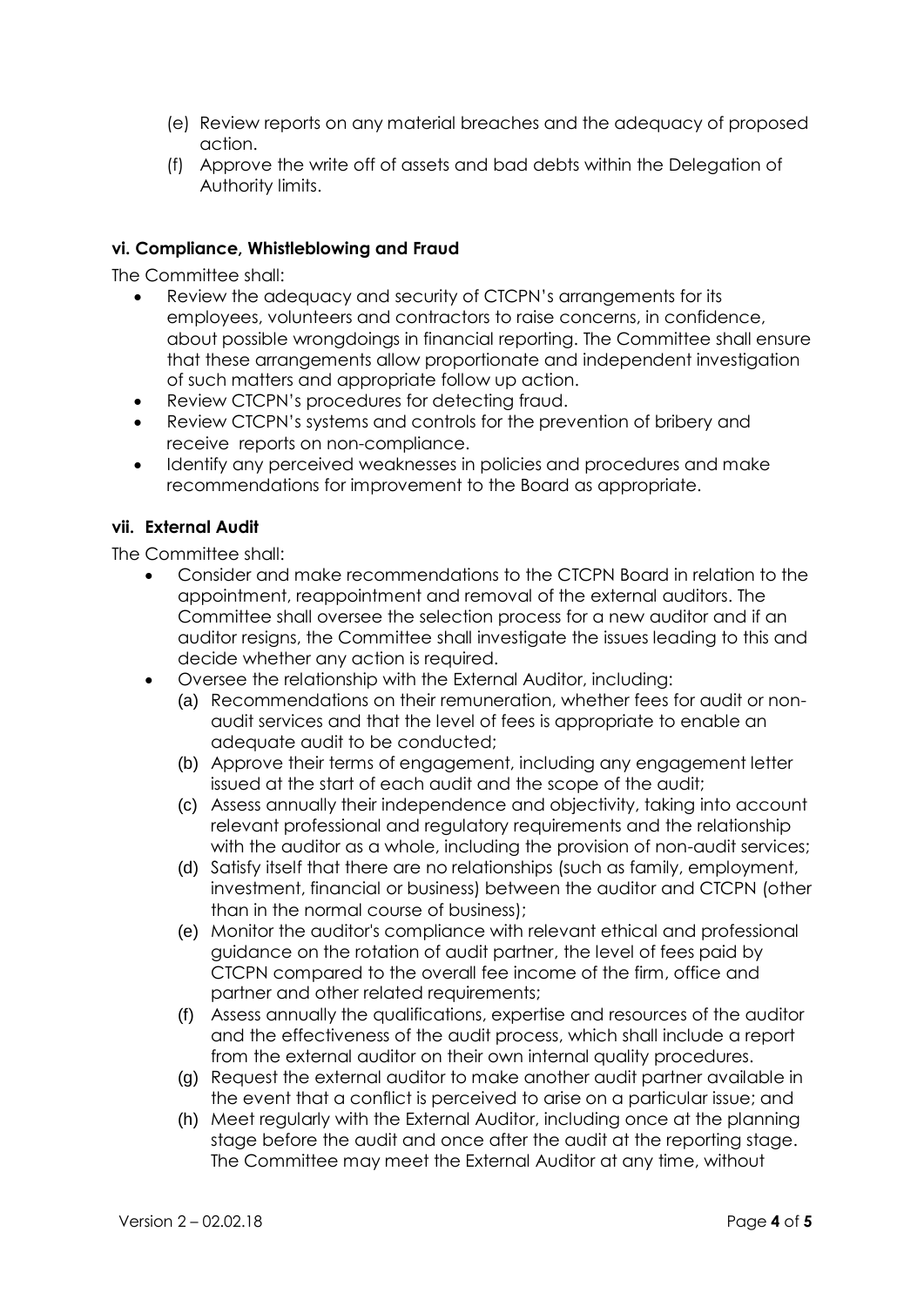(e) Review reports on any material breaches and the adequacy of proposed action.

(f) Approve the write off of assets and bad debts within the Delegation of Authority limits.

### vi. Compliance, Whistleblowing and Fraud

The Committee shall:

- Review the adequacy and security of CTCPN's arrangements for its employees, volunteers and contractors to raise concerns, in confidence, about possible wrongdoings in financial reporting. The Committee shall ensure that these arrangements allow proportionate and independent investigation of such matters and appropriate follow up action.
- Review CTCPN's procedures for detecting fraud.
- Review CTCPN's systems and controls for the prevention of bribery and receive reports on non-compliance.
- Identify any perceived weaknesses in policies and procedures and make recommendations for improvement to the Board as appropriate.

### vii. External Audit

The Committee shall:

- Consider and make recommendations to the CTCPN Board in relation to the appointment, reappointment and removal of the external auditors. The Committee shall oversee the selection process for a new auditor and if an auditor resigns, the Committee shall investigate the issues leading to this and decide whether any action is required.
- Oversee the relationship with the External Auditor, including:
  - (a) Recommendations on their remuneration, whether fees for audit or non-audit services and that the level of fees is appropriate to enable an adequate audit to be conducted;
  - (b) Approve their terms of engagement, including any engagement letter issued at the start of each audit and the scope of the audit;
  - (c) Assess annually their independence and objectivity, taking into account relevant professional and regulatory requirements and the relationship with the auditor as a whole, including the provision of non-audit services;
  - (d) Satisfy itself that there are no relationships (such as family, employment, investment, financial or business) between the auditor and CTCPN (other than in the normal course of business);
  - (e) Monitor the auditor's compliance with relevant ethical and professional guidance on the rotation of audit partner, the level of fees paid by CTCPN compared to the overall fee income of the firm, office and partner and other related requirements;
  - (f) Assess annually the qualifications, expertise and resources of the auditor and the effectiveness of the audit process, which shall include a report from the external auditor on their own internal quality procedures.
  - (g) Request the external auditor to make another audit partner available in the event that a conflict is perceived to arise on a particular issue; and
  - (h) Meet regularly with the External Auditor, including once at the planning stage before the audit and once after the audit at the reporting stage. The Committee may meet the External Auditor at any time, without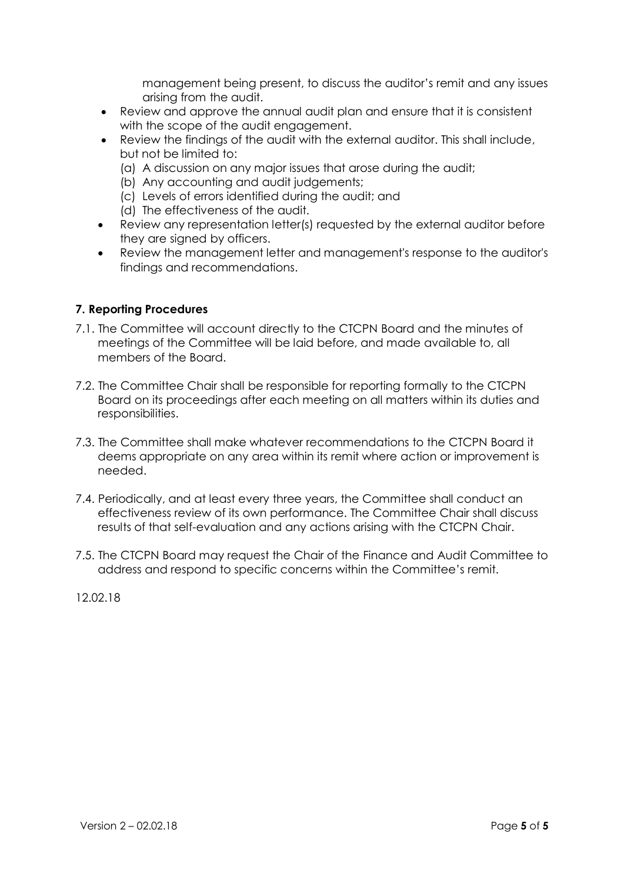management being present, to discuss the auditor's remit and any issues arising from the audit.

- Review and approve the annual audit plan and ensure that it is consistent with the scope of the audit engagement.
- Review the findings of the audit with the external auditor. This shall include, but not be limited to:
  - (a) A discussion on any major issues that arose during the audit;
  - (b) Any accounting and audit judgements;
  - (c) Levels of errors identified during the audit; and
  - (d) The effectiveness of the audit.
- Review any representation letter(s) requested by the external auditor before they are signed by officers.
- Review the management letter and management's response to the auditor's findings and recommendations.

**7. Reporting Procedures**

7.1. The Committee will account directly to the CTCPN Board and the minutes of meetings of the Committee will be laid before, and made available to, all members of the Board.

7.2. The Committee Chair shall be responsible for reporting formally to the CTCPN Board on its proceedings after each meeting on all matters within its duties and responsibilities.

7.3. The Committee shall make whatever recommendations to the CTCPN Board it deems appropriate on any area within its remit where action or improvement is needed.

7.4. Periodically, and at least every three years, the Committee shall conduct an effectiveness review of its own performance. The Committee Chair shall discuss results of that self-evaluation and any actions arising with the CTCPN Chair.

7.5. The CTCPN Board may request the Chair of the Finance and Audit Committee to address and respond to specific concerns within the Committee's remit.

12.02.18

Version 2 – 02.02.18